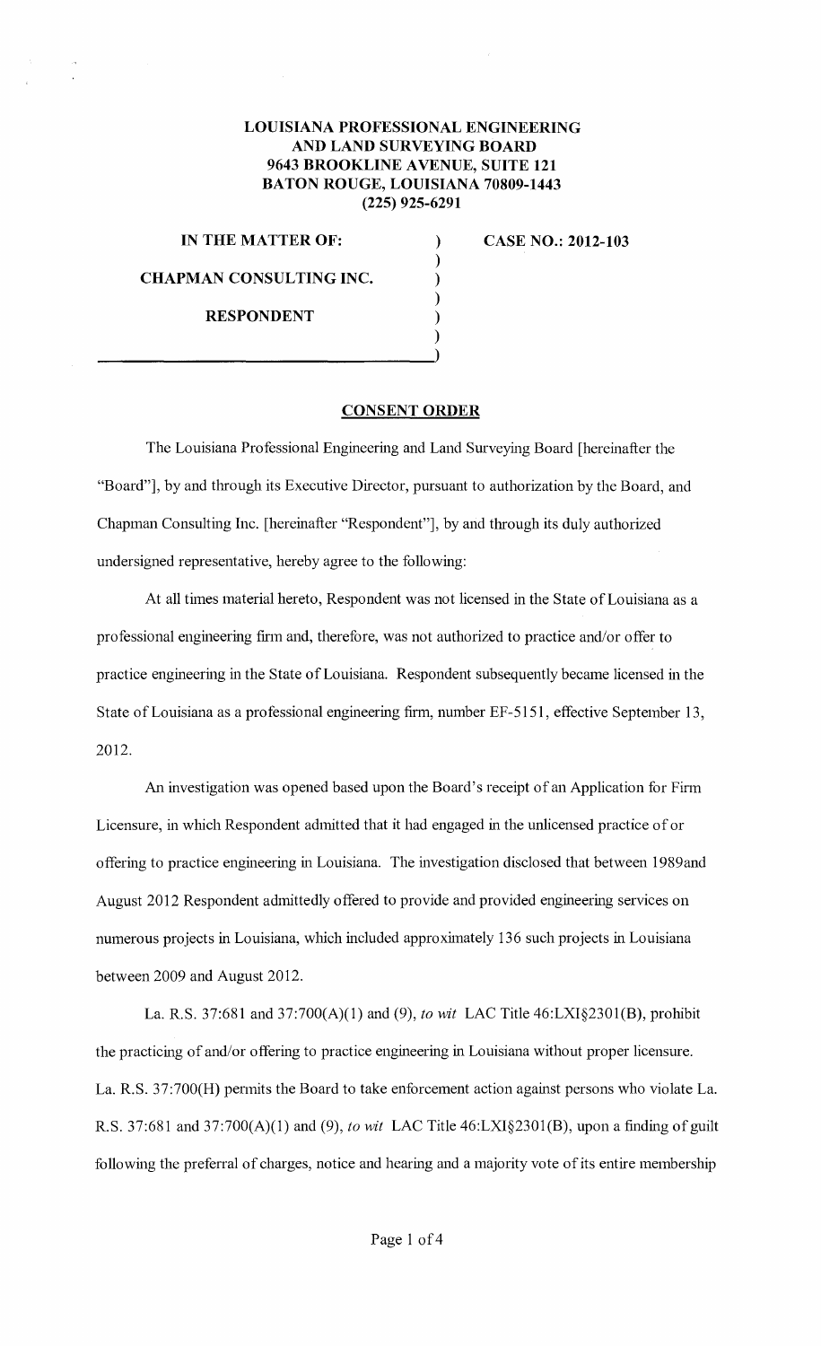**LOUISIANA PROFESSIONAL ENGINEERING AND LAND SURVEYING BOARD**
**9643 BROOKLINE AVENUE, SUITE 121**
**BATON ROUGE, LOUISIANA 70809-1443**
**(225) 925-6291**

**IN THE MATTER OF:** ) **CASE NO.: 2012-103**
)
**CHAPMAN CONSULTING INC.** )
)
**RESPONDENT** )

## CONSENT ORDER

The Louisiana Professional Engineering and Land Surveying Board [hereinafter the "Board"], by and through its Executive Director, pursuant to authorization by the Board, and Chapman Consulting Inc. [hereinafter "Respondent"], by and through its duly authorized undersigned representative, hereby agree to the following:

At all times material hereto, Respondent was not licensed in the State of Louisiana as a professional engineering firm and, therefore, was not authorized to practice and/or offer to practice engineering in the State of Louisiana. Respondent subsequently became licensed in the State of Louisiana as a professional engineering firm, number EF-5151, effective September 13, 2012.

An investigation was opened based upon the Board's receipt of an Application for Firm Licensure, in which Respondent admitted that it had engaged in the unlicensed practice of or offering to practice engineering in Louisiana. The investigation disclosed that between 1989and August 2012 Respondent admittedly offered to provide and provided engineering services on numerous projects in Louisiana, which included approximately 136 such projects in Louisiana between 2009 and August 2012.

La. R.S. 37:681 and 37:700(A)(1) and (9), *to wit* LAC Title 46:LXI§2301(B), prohibit the practicing of and/or offering to practice engineering in Louisiana without proper licensure. La. R.S. 37:700(H) permits the Board to take enforcement action against persons who violate La. R.S. 37:681 and 37:700(A)(1) and (9), *to wit* LAC Title 46:LXI§2301(B), upon a finding of guilt following the preferral of charges, notice and hearing and a majority vote of its entire membership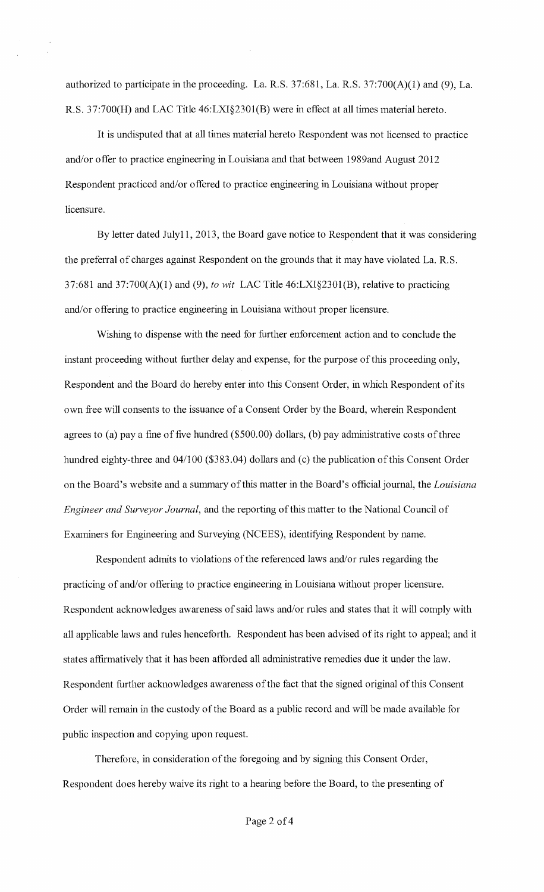authorized to participate in the proceeding. La. R.S. 37:681, La. R.S. 37:700(A)(1) and (9), La. R.S. 37:700(H) and LAC Title 46:LXI§2301(B) were in effect at all times material hereto.

It is undisputed that at all times material hereto Respondent was not licensed to practice and/or offer to practice engineering in Louisiana and that between 1989and August 2012 Respondent practiced and/or offered to practice engineering in Louisiana without proper licensure.

By letter dated July11, 2013, the Board gave notice to Respondent that it was considering the preferral of charges against Respondent on the grounds that it may have violated La. R.S. 37:681 and 37:700(A)(1) and (9), *to wit* LAC Title 46:LXI§2301(B), relative to practicing and/or offering to practice engineering in Louisiana without proper licensure.

Wishing to dispense with the need for further enforcement action and to conclude the instant proceeding without further delay and expense, for the purpose of this proceeding only, Respondent and the Board do hereby enter into this Consent Order, in which Respondent of its own free will consents to the issuance of a Consent Order by the Board, wherein Respondent agrees to (a) pay a fine of five hundred ($500.00) dollars, (b) pay administrative costs of three hundred eighty-three and 04/100 ($383.04) dollars and (c) the publication of this Consent Order on the Board's website and a summary of this matter in the Board's official journal, the *Louisiana Engineer and Surveyor Journal*, and the reporting of this matter to the National Council of Examiners for Engineering and Surveying (NCEES), identifying Respondent by name.

Respondent admits to violations of the referenced laws and/or rules regarding the practicing of and/or offering to practice engineering in Louisiana without proper licensure. Respondent acknowledges awareness of said laws and/or rules and states that it will comply with all applicable laws and rules henceforth. Respondent has been advised of its right to appeal; and it states affirmatively that it has been afforded all administrative remedies due it under the law. Respondent further acknowledges awareness of the fact that the signed original of this Consent Order will remain in the custody of the Board as a public record and will be made available for public inspection and copying upon request.

Therefore, in consideration of the foregoing and by signing this Consent Order, Respondent does hereby waive its right to a hearing before the Board, to the presenting of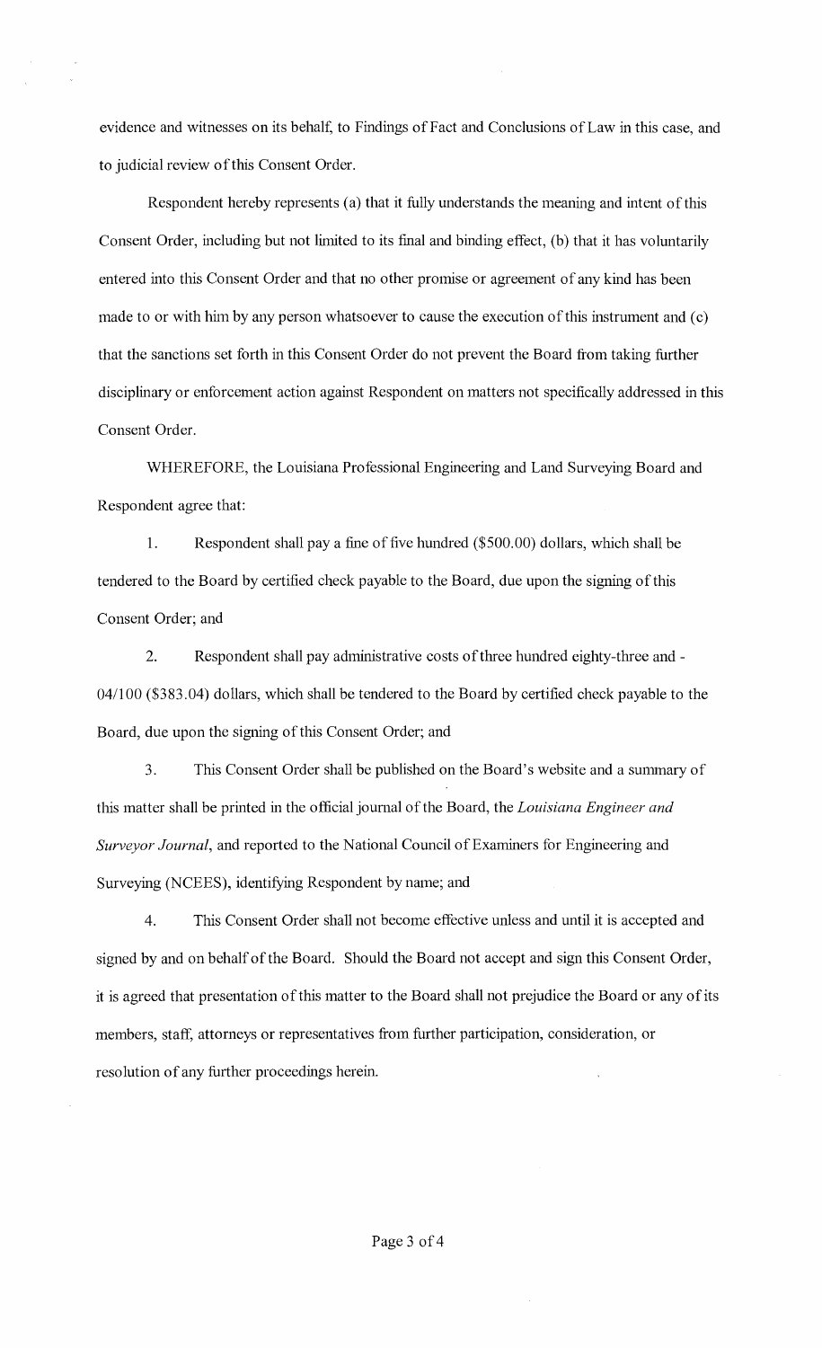evidence and witnesses on its behalf, to Findings of Fact and Conclusions of Law in this case, and to judicial review of this Consent Order.

Respondent hereby represents (a) that it fully understands the meaning and intent of this Consent Order, including but not limited to its final and binding effect, (b) that it has voluntarily entered into this Consent Order and that no other promise or agreement of any kind has been made to or with him by any person whatsoever to cause the execution of this instrument and (c) that the sanctions set forth in this Consent Order do not prevent the Board from taking further disciplinary or enforcement action against Respondent on matters not specifically addressed in this Consent Order.

WHEREFORE, the Louisiana Professional Engineering and Land Surveying Board and Respondent agree that:

1. Respondent shall pay a fine of five hundred ($500.00) dollars, which shall be tendered to the Board by certified check payable to the Board, due upon the signing of this Consent Order; and

2. Respondent shall pay administrative costs of three hundred eighty-three and - 04/100 ($383.04) dollars, which shall be tendered to the Board by certified check payable to the Board, due upon the signing of this Consent Order; and

3. This Consent Order shall be published on the Board's website and a summary of this matter shall be printed in the official journal of the Board, the *Louisiana Engineer and Surveyor Journal*, and reported to the National Council of Examiners for Engineering and Surveying (NCEES), identifying Respondent by name; and

4. This Consent Order shall not become effective unless and until it is accepted and signed by and on behalf of the Board. Should the Board not accept and sign this Consent Order, it is agreed that presentation of this matter to the Board shall not prejudice the Board or any of its members, staff, attorneys or representatives from further participation, consideration, or resolution of any further proceedings herein.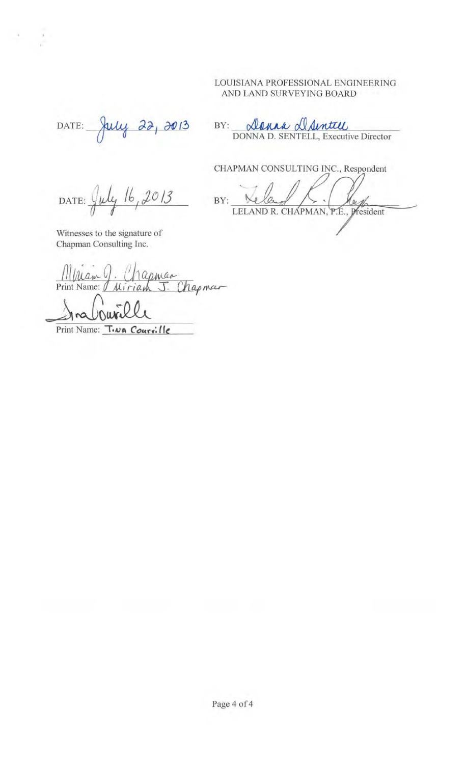LOUISIANA PROFESSIONAL ENGINEERING AND LAND SURVEYING BOARD

DATE: July 22, 2013

BY: Donna D. Sentell
DONNA D. SENTELL, Executive Director

CHAPMAN CONSULTING INC., Respondent

DATE: July 16, 2013

BY: Leland R. Chapman
LELAND R. CHAPMAN, P.E., President

Witnesses to the signature of Chapman Consulting Inc.

Miriam J. Chapman
Print Name: Miriam J. Chapman

Tina Courville
Print Name: Tina Courville